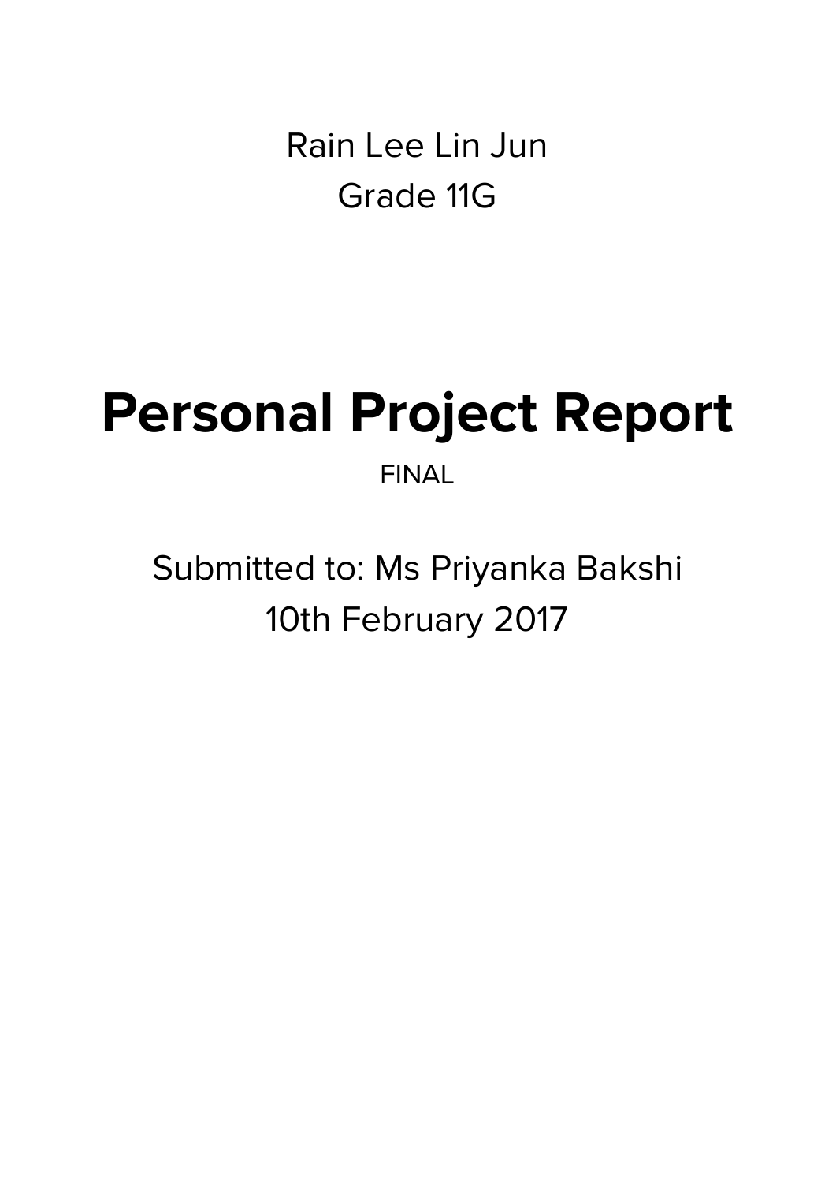Rain Lee Lin Jun

Grade 11G

# Personal Project Report

FINAL

Submitted to: Ms Priyanka Bakshi

10th February 2017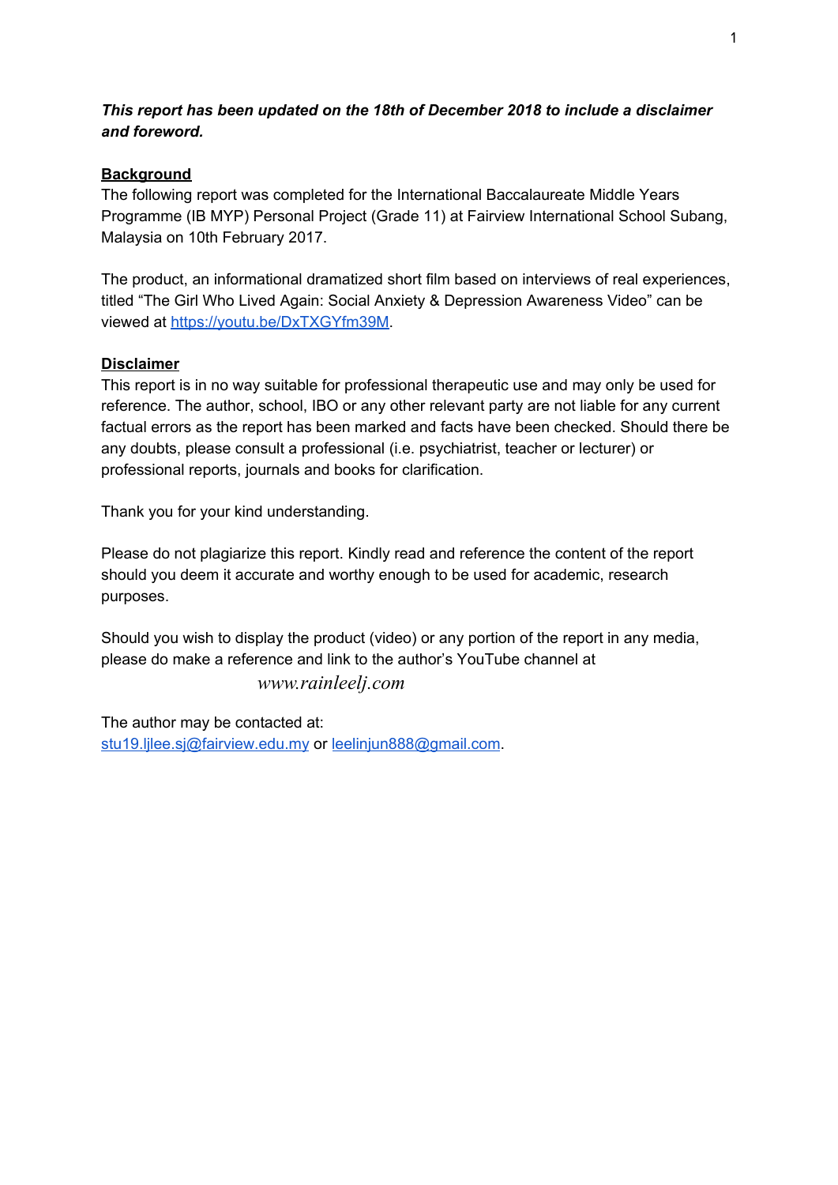***This report has been updated on the 18th of December 2018 to include a disclaimer and foreword.***

## Background

The following report was completed for the International Baccalaureate Middle Years Programme (IB MYP) Personal Project (Grade 11) at Fairview International School Subang, Malaysia on 10th February 2017.

The product, an informational dramatized short film based on interviews of real experiences, titled "The Girl Who Lived Again: Social Anxiety & Depression Awareness Video" can be viewed at https://youtu.be/DxTXGYfm39M.

## Disclaimer

This report is in no way suitable for professional therapeutic use and may only be used for reference. The author, school, IBO or any other relevant party are not liable for any current factual errors as the report has been marked and facts have been checked. Should there be any doubts, please consult a professional (i.e. psychiatrist, teacher or lecturer) or professional reports, journals and books for clarification.

Thank you for your kind understanding.

Please do not plagiarize this report. Kindly read and reference the content of the report should you deem it accurate and worthy enough to be used for academic, research purposes.

Should you wish to display the product (video) or any portion of the report in any media, please do make a reference and link to the author's YouTube channel at

*www.rainleelj.com*

The author may be contacted at:
stu19.ljlee.sj@fairview.edu.my or leelinjun888@gmail.com.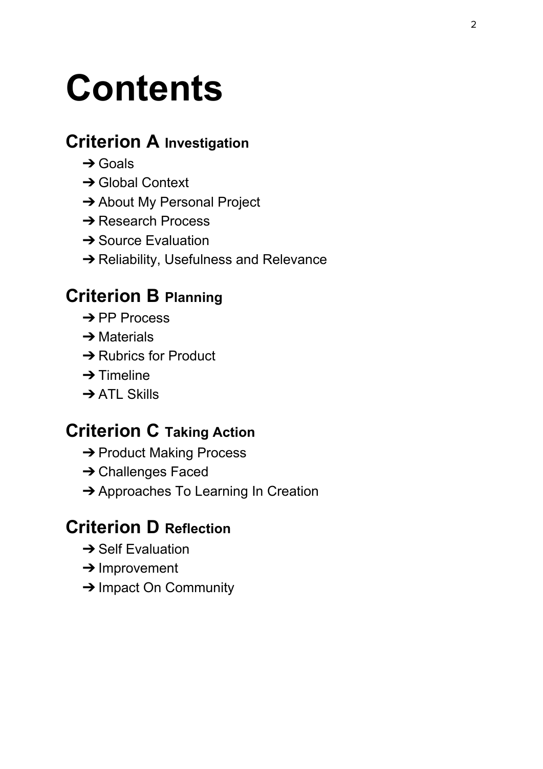# Contents

## Criterion A **Investigation**

- ➔ Goals
- ➔ Global Context
- ➔ About My Personal Project
- ➔ Research Process
- ➔ Source Evaluation
- ➔ Reliability, Usefulness and Relevance

## Criterion B **Planning**

- ➔ PP Process
- ➔ Materials
- ➔ Rubrics for Product
- ➔ Timeline
- ➔ ATL Skills

## Criterion C **Taking Action**

- ➔ Product Making Process
- ➔ Challenges Faced
- ➔ Approaches To Learning In Creation

## Criterion D **Reflection**

- ➔ Self Evaluation
- ➔ Improvement
- ➔ Impact On Community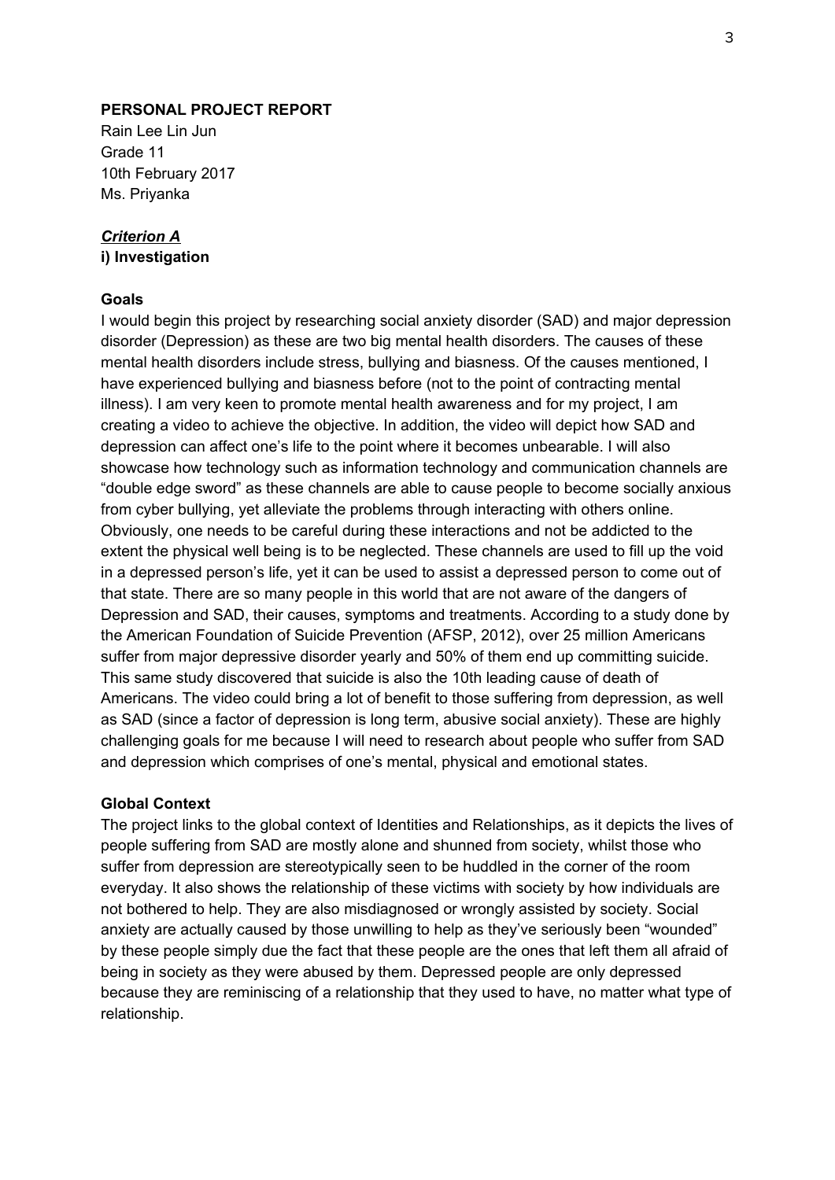**PERSONAL PROJECT REPORT**

Rain Lee Lin Jun
Grade 11
10th February 2017
Ms. Priyanka

***Criterion A***

**i) Investigation**

**Goals**

I would begin this project by researching social anxiety disorder (SAD) and major depression disorder (Depression) as these are two big mental health disorders. The causes of these mental health disorders include stress, bullying and biasness. Of the causes mentioned, I have experienced bullying and biasness before (not to the point of contracting mental illness). I am very keen to promote mental health awareness and for my project, I am creating a video to achieve the objective. In addition, the video will depict how SAD and depression can affect one's life to the point where it becomes unbearable. I will also showcase how technology such as information technology and communication channels are "double edge sword" as these channels are able to cause people to become socially anxious from cyber bullying, yet alleviate the problems through interacting with others online. Obviously, one needs to be careful during these interactions and not be addicted to the extent the physical well being is to be neglected. These channels are used to fill up the void in a depressed person's life, yet it can be used to assist a depressed person to come out of that state. There are so many people in this world that are not aware of the dangers of Depression and SAD, their causes, symptoms and treatments. According to a study done by the American Foundation of Suicide Prevention (AFSP, 2012), over 25 million Americans suffer from major depressive disorder yearly and 50% of them end up committing suicide. This same study discovered that suicide is also the 10th leading cause of death of Americans. The video could bring a lot of benefit to those suffering from depression, as well as SAD (since a factor of depression is long term, abusive social anxiety). These are highly challenging goals for me because I will need to research about people who suffer from SAD and depression which comprises of one's mental, physical and emotional states.

**Global Context**

The project links to the global context of Identities and Relationships, as it depicts the lives of people suffering from SAD are mostly alone and shunned from society, whilst those who suffer from depression are stereotypically seen to be huddled in the corner of the room everyday. It also shows the relationship of these victims with society by how individuals are not bothered to help. They are also misdiagnosed or wrongly assisted by society. Social anxiety are actually caused by those unwilling to help as they've seriously been "wounded" by these people simply due the fact that these people are the ones that left them all afraid of being in society as they were abused by them. Depressed people are only depressed because they are reminiscing of a relationship that they used to have, no matter what type of relationship.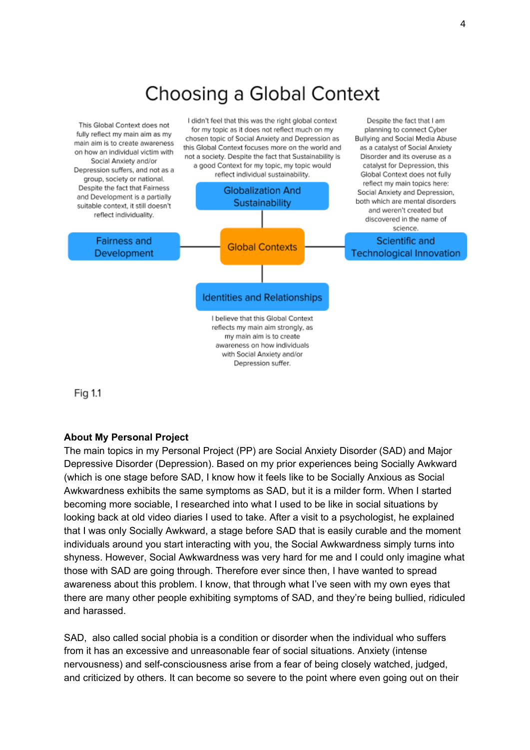# Choosing a Global Context

This Global Context does not fully reflect my main aim as my main aim is to create awareness on how an individual victim with Social Anxiety and/or Depression suffers, and not as a group, society or national. Despite the fact that Fairness and Development is a partially suitable context, it still doesn't reflect individuality.

I didn't feel that this was the right global context for my topic as it does not reflect much on my chosen topic of Social Anxiety and Depression as this Global Context focuses more on the world and not a society. Despite the fact that Sustainability is a good Context for my topic, my topic would reflect individual sustainability.

Despite the fact that I am planning to connect Cyber Bullying and Social Media Abuse as a catalyst of Social Anxiety Disorder and its overuse as a catalyst for Depression, this Global Context does not fully reflect my main topics here: Social Anxiety and Depression, both which are mental disorders and weren't created but discovered in the name of science.

**Globalization And Sustainability**

**Fairness and Development** — **Global Contexts** — **Scientific and Technological Innovation**

**Identities and Relationships**

I believe that this Global Context reflects my main aim strongly, as my main aim is to create awareness on how individuals with Social Anxiety and/or Depression suffer.

Fig 1.1

**About My Personal Project**

The main topics in my Personal Project (PP) are Social Anxiety Disorder (SAD) and Major Depressive Disorder (Depression). Based on my prior experiences being Socially Awkward (which is one stage before SAD, I know how it feels like to be Socially Anxious as Social Awkwardness exhibits the same symptoms as SAD, but it is a milder form. When I started becoming more sociable, I researched into what I used to be like in social situations by looking back at old video diaries I used to take. After a visit to a psychologist, he explained that I was only Socially Awkward, a stage before SAD that is easily curable and the moment individuals around you start interacting with you, the Social Awkwardness simply turns into shyness. However, Social Awkwardness was very hard for me and I could only imagine what those with SAD are going through. Therefore ever since then, I have wanted to spread awareness about this problem. I know, that through what I've seen with my own eyes that there are many other people exhibiting symptoms of SAD, and they're being bullied, ridiculed and harassed.

SAD, also called social phobia is a condition or disorder when the individual who suffers from it has an excessive and unreasonable fear of social situations. Anxiety (intense nervousness) and self-consciousness arise from a fear of being closely watched, judged, and criticized by others. It can become so severe to the point where even going out on their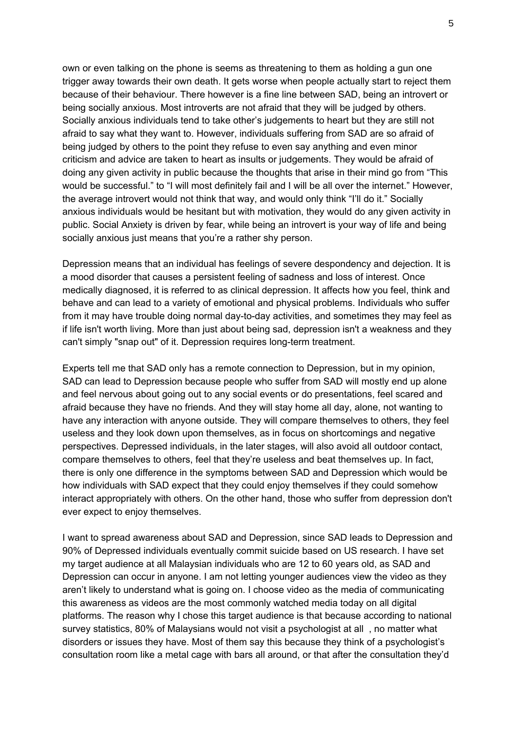own or even talking on the phone is seems as threatening to them as holding a gun one trigger away towards their own death. It gets worse when people actually start to reject them because of their behaviour. There however is a fine line between SAD, being an introvert or being socially anxious. Most introverts are not afraid that they will be judged by others. Socially anxious individuals tend to take other's judgements to heart but they are still not afraid to say what they want to. However, individuals suffering from SAD are so afraid of being judged by others to the point they refuse to even say anything and even minor criticism and advice are taken to heart as insults or judgements. They would be afraid of doing any given activity in public because the thoughts that arise in their mind go from "This would be successful." to "I will most definitely fail and I will be all over the internet." However, the average introvert would not think that way, and would only think "I'll do it." Socially anxious individuals would be hesitant but with motivation, they would do any given activity in public. Social Anxiety is driven by fear, while being an introvert is your way of life and being socially anxious just means that you're a rather shy person.

Depression means that an individual has feelings of severe despondency and dejection. It is a mood disorder that causes a persistent feeling of sadness and loss of interest. Once medically diagnosed, it is referred to as clinical depression. It affects how you feel, think and behave and can lead to a variety of emotional and physical problems. Individuals who suffer from it may have trouble doing normal day-to-day activities, and sometimes they may feel as if life isn't worth living. More than just about being sad, depression isn't a weakness and they can't simply "snap out" of it. Depression requires long-term treatment.

Experts tell me that SAD only has a remote connection to Depression, but in my opinion, SAD can lead to Depression because people who suffer from SAD will mostly end up alone and feel nervous about going out to any social events or do presentations, feel scared and afraid because they have no friends. And they will stay home all day, alone, not wanting to have any interaction with anyone outside. They will compare themselves to others, they feel useless and they look down upon themselves, as in focus on shortcomings and negative perspectives. Depressed individuals, in the later stages, will also avoid all outdoor contact, compare themselves to others, feel that they're useless and beat themselves up. In fact, there is only one difference in the symptoms between SAD and Depression which would be how individuals with SAD expect that they could enjoy themselves if they could somehow interact appropriately with others. On the other hand, those who suffer from depression don't ever expect to enjoy themselves.

I want to spread awareness about SAD and Depression, since SAD leads to Depression and 90% of Depressed individuals eventually commit suicide based on US research. I have set my target audience at all Malaysian individuals who are 12 to 60 years old, as SAD and Depression can occur in anyone. I am not letting younger audiences view the video as they aren't likely to understand what is going on. I choose video as the media of communicating this awareness as videos are the most commonly watched media today on all digital platforms. The reason why I chose this target audience is that because according to national survey statistics, 80% of Malaysians would not visit a psychologist at all , no matter what disorders or issues they have. Most of them say this because they think of a psychologist's consultation room like a metal cage with bars all around, or that after the consultation they'd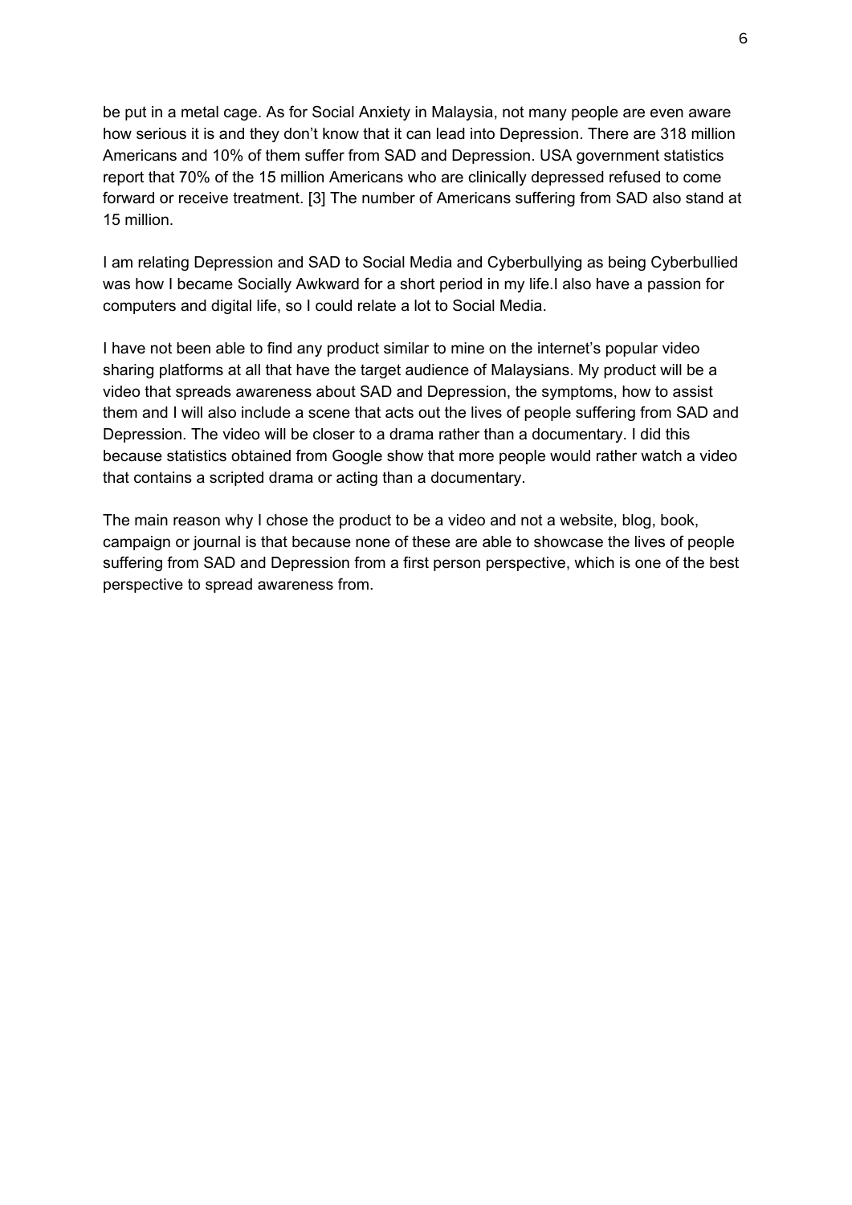be put in a metal cage. As for Social Anxiety in Malaysia, not many people are even aware how serious it is and they don't know that it can lead into Depression. There are 318 million Americans and 10% of them suffer from SAD and Depression. USA government statistics report that 70% of the 15 million Americans who are clinically depressed refused to come forward or receive treatment. [3] The number of Americans suffering from SAD also stand at 15 million.

I am relating Depression and SAD to Social Media and Cyberbullying as being Cyberbullied was how I became Socially Awkward for a short period in my life.I also have a passion for computers and digital life, so I could relate a lot to Social Media.

I have not been able to find any product similar to mine on the internet's popular video sharing platforms at all that have the target audience of Malaysians. My product will be a video that spreads awareness about SAD and Depression, the symptoms, how to assist them and I will also include a scene that acts out the lives of people suffering from SAD and Depression. The video will be closer to a drama rather than a documentary. I did this because statistics obtained from Google show that more people would rather watch a video that contains a scripted drama or acting than a documentary.

The main reason why I chose the product to be a video and not a website, blog, book, campaign or journal is that because none of these are able to showcase the lives of people suffering from SAD and Depression from a first person perspective, which is one of the best perspective to spread awareness from.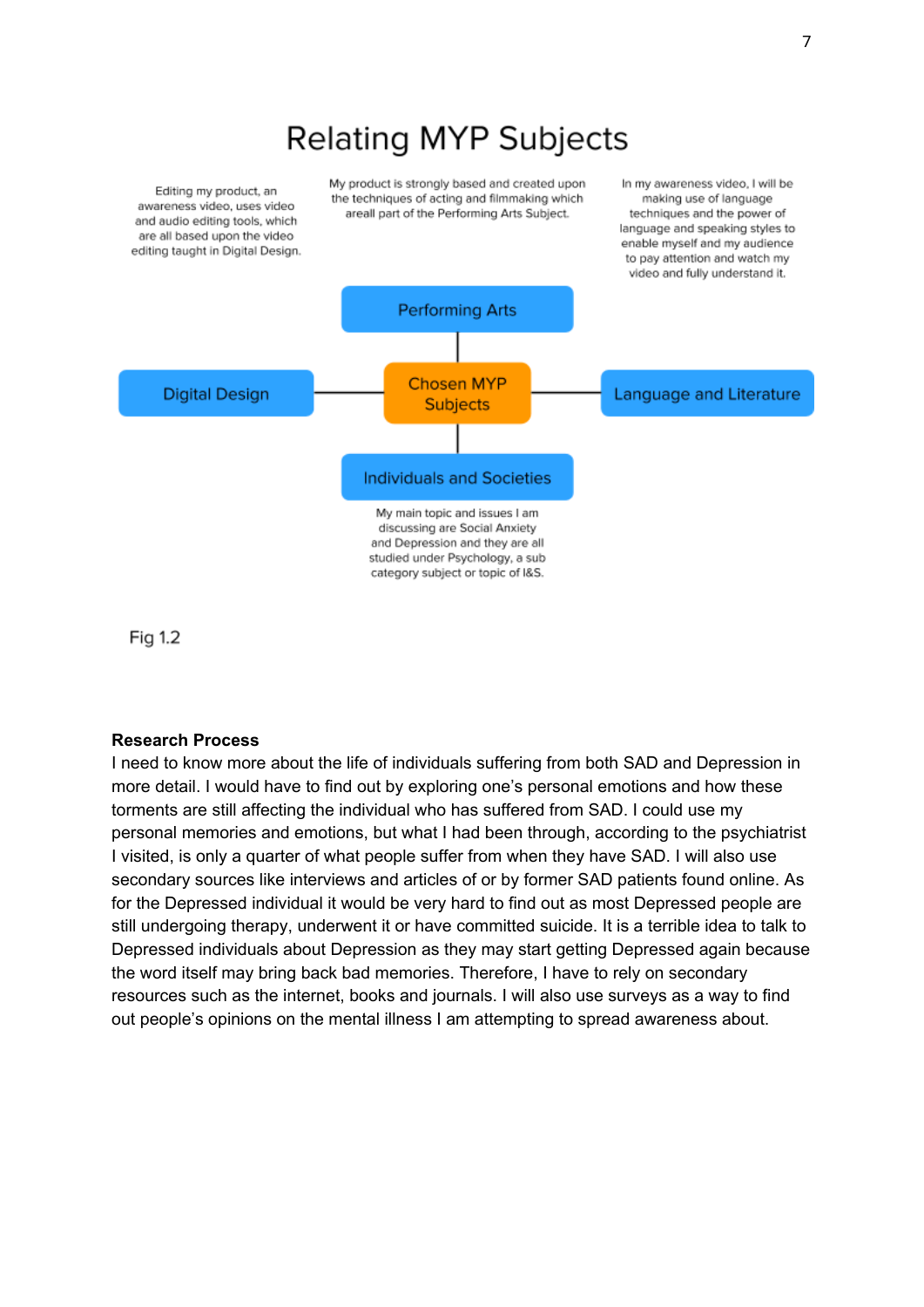## Relating MYP Subjects

Editing my product, an awareness video, uses video and audio editing tools, which are all based upon the video editing taught in Digital Design.

My product is strongly based and created upon the techniques of acting and filmmaking which areall part of the Performing Arts Subject.

In my awareness video, I will be making use of language techniques and the power of language and speaking styles to enable myself and my audience to pay attention and watch my video and fully understand it.

Performing Arts

Digital Design

Chosen MYP Subjects

Language and Literature

Individuals and Societies

My main topic and issues I am discussing are Social Anxiety and Depression and they are all studied under Psychology, a sub category subject or topic of I&S.

Fig 1.2

**Research Process**

I need to know more about the life of individuals suffering from both SAD and Depression in more detail. I would have to find out by exploring one's personal emotions and how these torments are still affecting the individual who has suffered from SAD. I could use my personal memories and emotions, but what I had been through, according to the psychiatrist I visited, is only a quarter of what people suffer from when they have SAD. I will also use secondary sources like interviews and articles of or by former SAD patients found online. As for the Depressed individual it would be very hard to find out as most Depressed people are still undergoing therapy, underwent it or have committed suicide. It is a terrible idea to talk to Depressed individuals about Depression as they may start getting Depressed again because the word itself may bring back bad memories. Therefore, I have to rely on secondary resources such as the internet, books and journals. I will also use surveys as a way to find out people's opinions on the mental illness I am attempting to spread awareness about.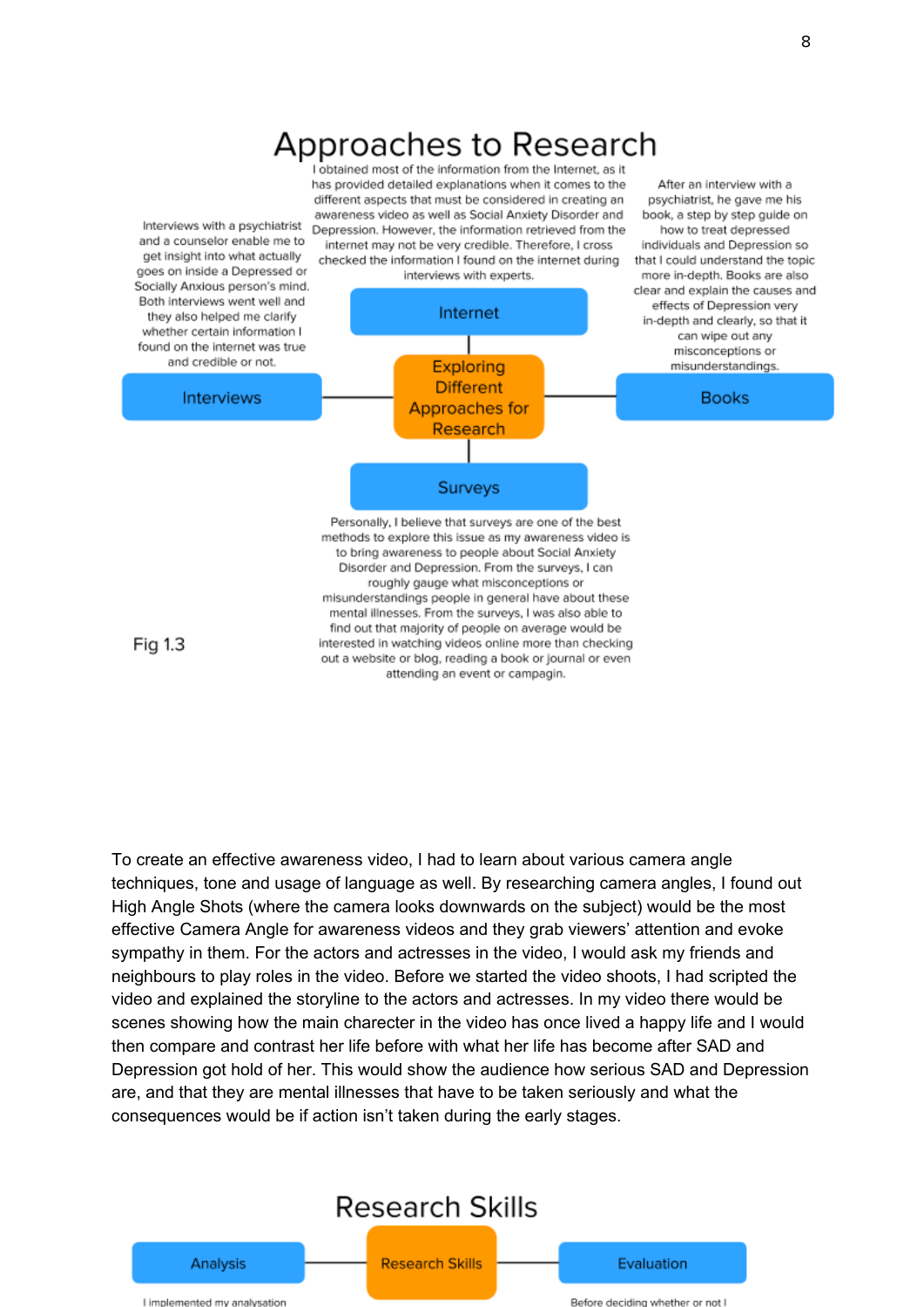## Approaches to Research

**Exploring Different Approaches for Research**

**Internet**

I obtained most of the information from the Internet, as it has provided detailed explanations when it comes to the different aspects that must be considered in creating an awareness video as well as Social Anxiety Disorder and Depression. However, the information retrieved from the internet may not be very credible. Therefore, I cross checked the information I found on the internet during interviews with experts.

**Interviews**

Interviews with a psychiatrist and a counselor enable me to get insight into what actually goes on inside a Depressed or Socially Anxious person's mind. Both interviews went well and they also helped me clarify whether certain information I found on the internet was true and credible or not.

**Books**

After an interview with a psychiatrist, he gave me his book, a step by step guide on how to treat depressed individuals and Depression so that I could understand the topic more in-depth. Books are also clear and explain the causes and effects of Depression very in-depth and clearly, so that it can wipe out any misconceptions or misunderstandings.

**Surveys**

Personally, I believe that surveys are one of the best methods to explore this issue as my awareness video is to bring awareness to people about Social Anxiety Disorder and Depression. From the surveys, I can roughly gauge what misconceptions or misunderstandings people in general have about these mental illnesses. From the surveys, I was also able to find out that majority of people on average would be interested in watching videos online more than checking out a website or blog, reading a book or journal or even attending an event or campagin.

Fig 1.3

To create an effective awareness video, I had to learn about various camera angle techniques, tone and usage of language as well. By researching camera angles, I found out High Angle Shots (where the camera looks downwards on the subject) would be the most effective Camera Angle for awareness videos and they grab viewers' attention and evoke sympathy in them. For the actors and actresses in the video, I would ask my friends and neighbours to play roles in the video. Before we started the video shoots, I had scripted the video and explained the storyline to the actors and actresses. In my video there would be scenes showing how the main charecter in the video has once lived a happy life and I would then compare and contrast her life before with what her life has become after SAD and Depression got hold of her. This would show the audience how serious SAD and Depression are, and that they are mental illnesses that have to be taken seriously and what the consequences would be if action isn't taken during the early stages.

## Research Skills

**Research Skills**

**Analysis**

I implemented my analysation

**Evaluation**

Before deciding whether or not I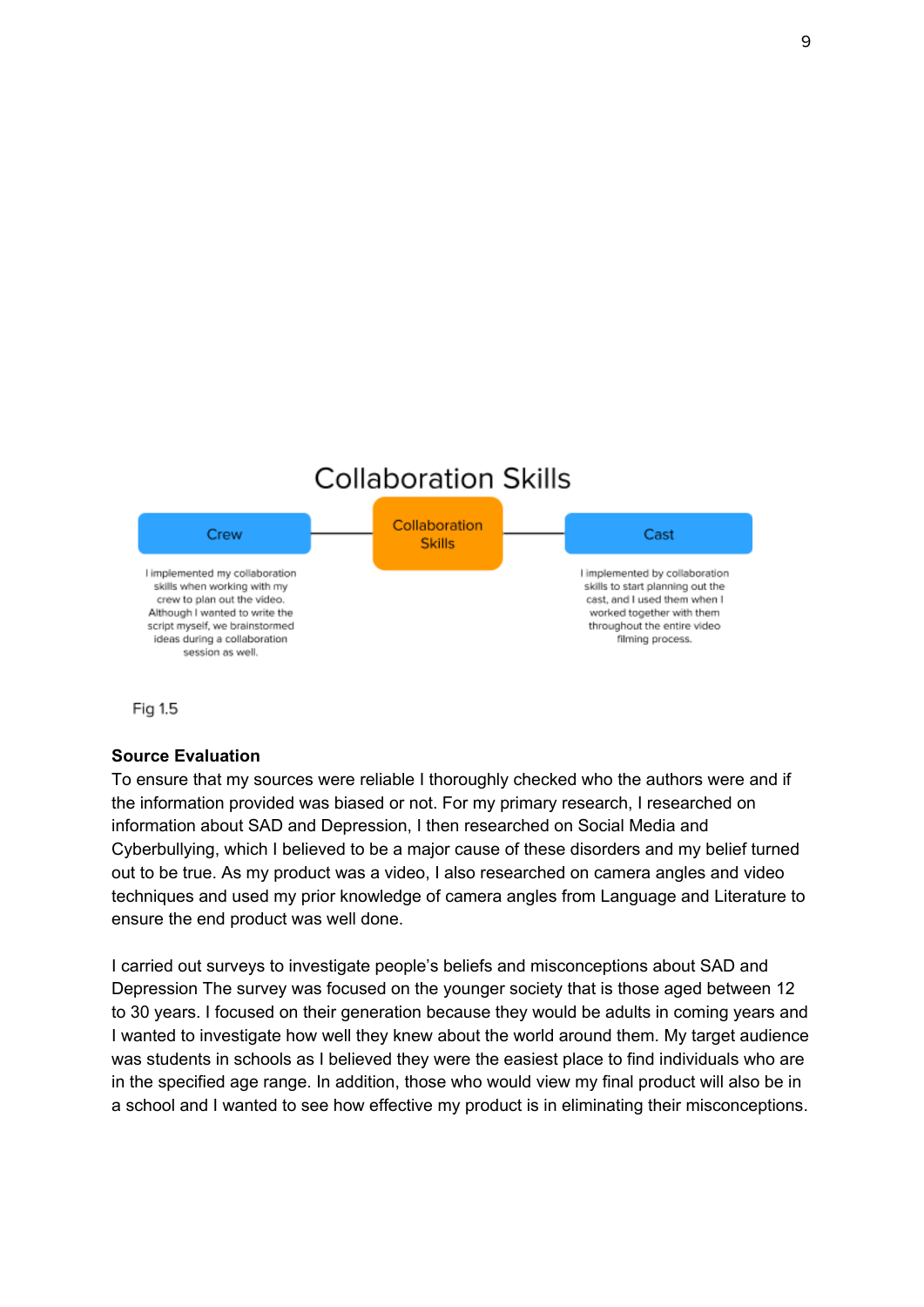## Collaboration Skills

**Crew** — Collaboration Skills — **Cast**

**Crew:** I implemented my collaboration skills when working with my crew to plan out the video. Although I wanted to write the script myself, we brainstormed ideas during a collaboration session as well.

**Cast:** I implemented by collaboration skills to start planning out the cast, and I used them when I worked together with them throughout the entire video filming process.

Fig 1.5

**Source Evaluation**

To ensure that my sources were reliable I thoroughly checked who the authors were and if the information provided was biased or not. For my primary research, I researched on information about SAD and Depression, I then researched on Social Media and Cyberbullying, which I believed to be a major cause of these disorders and my belief turned out to be true. As my product was a video, I also researched on camera angles and video techniques and used my prior knowledge of camera angles from Language and Literature to ensure the end product was well done.

I carried out surveys to investigate people's beliefs and misconceptions about SAD and Depression The survey was focused on the younger society that is those aged between 12 to 30 years. I focused on their generation because they would be adults in coming years and I wanted to investigate how well they knew about the world around them. My target audience was students in schools as I believed they were the easiest place to find individuals who are in the specified age range. In addition, those who would view my final product will also be in a school and I wanted to see how effective my product is in eliminating their misconceptions.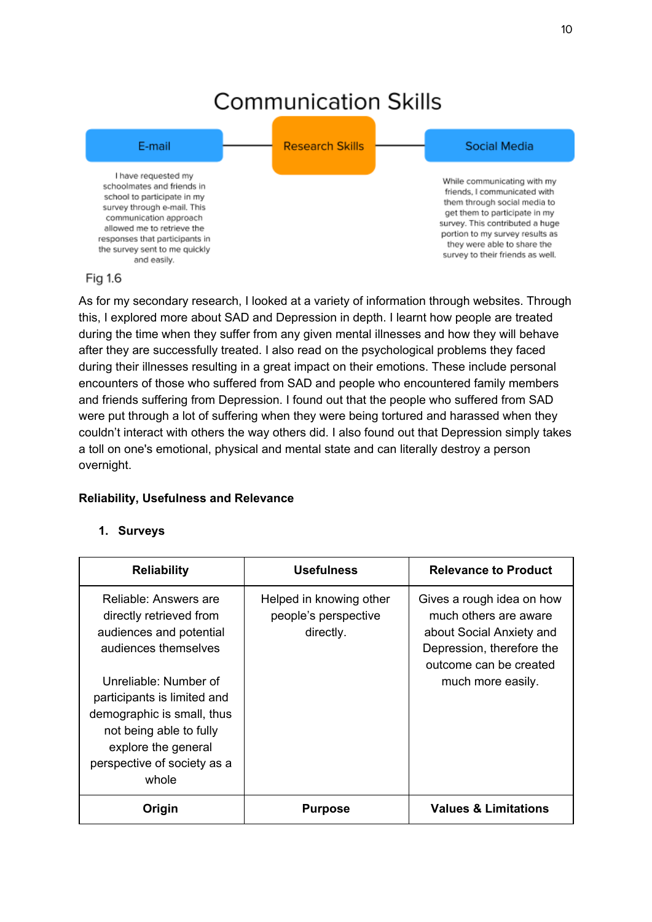## Communication Skills

**E-mail** — **Research Skills** — **Social Media**

I have requested my schoolmates and friends in school to participate in my survey through e-mail. This communication approach allowed me to retrieve the responses that participants in the survey sent to me quickly and easily.

While communicating with my friends, I communicated with them through social media to get them to participate in my survey. This contributed a huge portion to my survey results as they were able to share the survey to their friends as well.

Fig 1.6

As for my secondary research, I looked at a variety of information through websites. Through this, I explored more about SAD and Depression in depth. I learnt how people are treated during the time when they suffer from any given mental illnesses and how they will behave after they are successfully treated. I also read on the psychological problems they faced during their illnesses resulting in a great impact on their emotions. These include personal encounters of those who suffered from SAD and people who encountered family members and friends suffering from Depression. I found out that the people who suffered from SAD were put through a lot of suffering when they were being tortured and harassed when they couldn't interact with others the way others did. I also found out that Depression simply takes a toll on one's emotional, physical and mental state and can literally destroy a person overnight.

**Reliability, Usefulness and Relevance**

1. **Surveys**

| Reliability | Usefulness | Relevance to Product |
|---|---|---|
| Reliable: Answers are directly retrieved from audiences and potential audiences themselves<br><br>Unreliable: Number of participants is limited and demographic is small, thus not being able to fully explore the general perspective of society as a whole | Helped in knowing other people's perspective directly. | Gives a rough idea on how much others are aware about Social Anxiety and Depression, therefore the outcome can be created much more easily. |
| **Origin** | **Purpose** | **Values & Limitations** |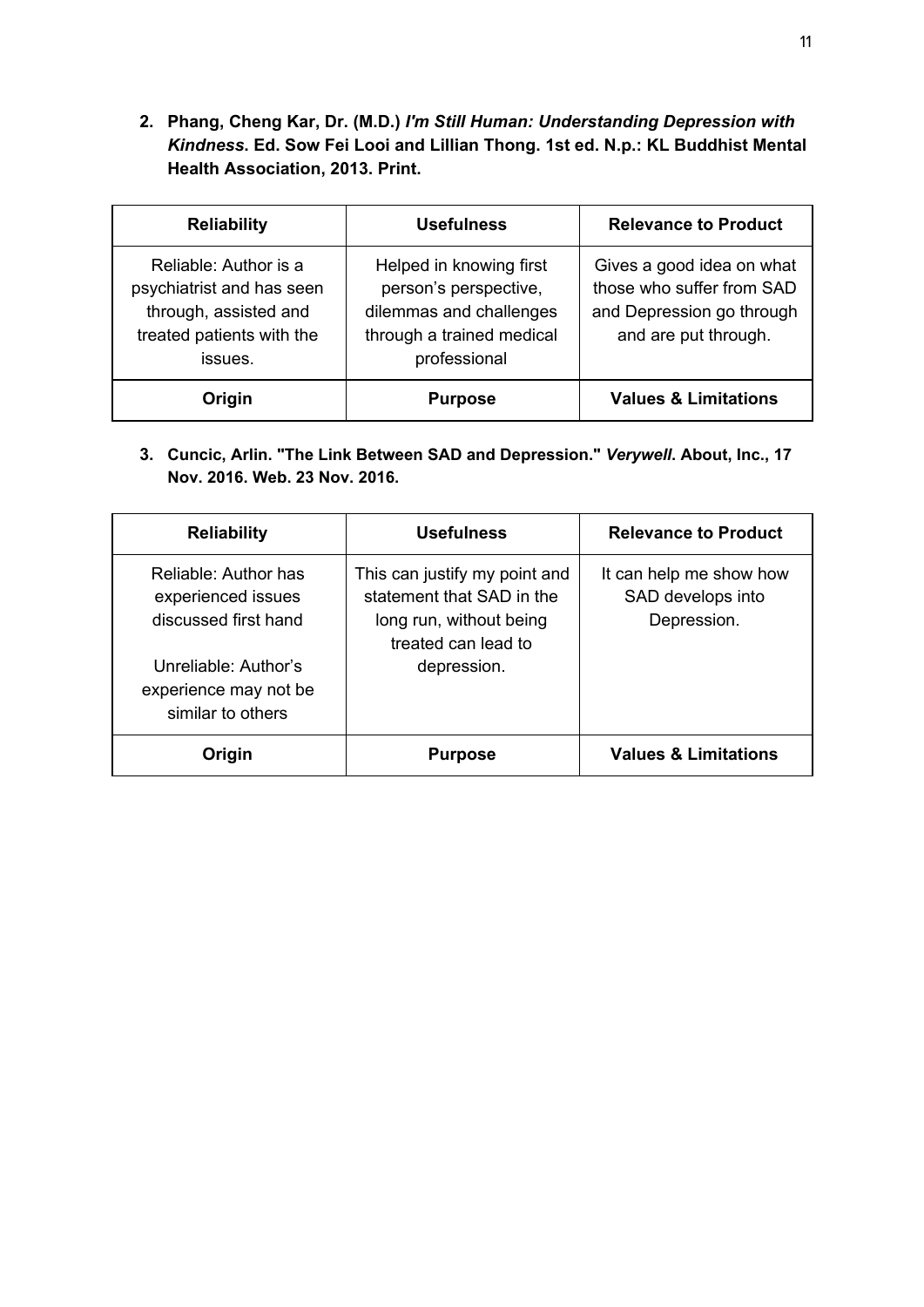2. **Phang, Cheng Kar, Dr. (M.D.) *I'm Still Human: Understanding Depression with Kindness*. Ed. Sow Fei Looi and Lillian Thong. 1st ed. N.p.: KL Buddhist Mental Health Association, 2013. Print.**

| Reliability | Usefulness | Relevance to Product |
|---|---|---|
| Reliable: Author is a psychiatrist and has seen through, assisted and treated patients with the issues. | Helped in knowing first person's perspective, dilemmas and challenges through a trained medical professional | Gives a good idea on what those who suffer from SAD and Depression go through and are put through. |
| **Origin** | **Purpose** | **Values & Limitations** |

3. **Cuncic, Arlin. "The Link Between SAD and Depression." *Verywell*. About, Inc., 17 Nov. 2016. Web. 23 Nov. 2016.**

| Reliability | Usefulness | Relevance to Product |
|---|---|---|
| Reliable: Author has experienced issues discussed first hand<br><br>Unreliable: Author's experience may not be similar to others | This can justify my point and statement that SAD in the long run, without being treated can lead to depression. | It can help me show how SAD develops into Depression. |
| **Origin** | **Purpose** | **Values & Limitations** |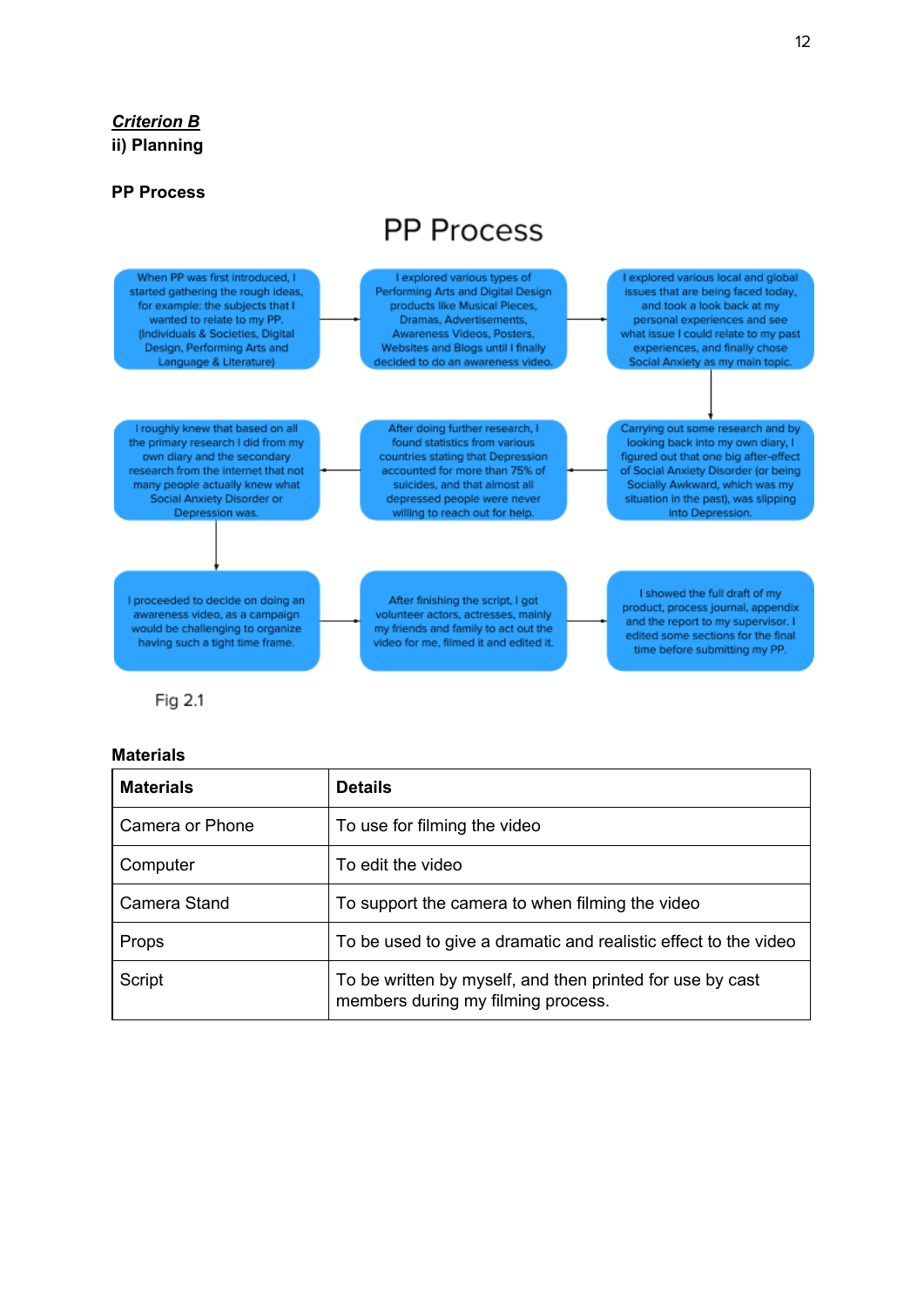***Criterion B***

**ii) Planning**

**PP Process**

## PP Process

When PP was first introduced, I started gathering the rough ideas, for example: the subjects that I wanted to relate to my PP. (Individuals & Societies, Digital Design, Performing Arts and Language & Literature)

→ I explored various types of Performing Arts and Digital Design products like Musical Pieces, Dramas, Advertisements, Awareness Videos, Posters, Websites and Blogs until I finally decided to do an awareness video.

→ I explored various local and global issues that are being faced today, and took a look back at my personal experiences and see what issue I could relate to my past experiences, and finally chose Social Anxiety as my main topic.

→ Carrying out some research and by looking back into my own diary, I figured out that one big after-effect of Social Anxiety Disorder (or being Socially Awkward, which was my situation in the past), was slipping into Depression.

→ After doing further research, I found statistics from various countries stating that Depression accounted for more than 75% of suicides, and that almost all depressed people were never willing to reach out for help.

→ I roughly knew that based on all the primary research I did from my own diary and the secondary research from the internet that not many people actually knew what Social Anxiety Disorder or Depression was.

→ I proceeded to decide on doing an awareness video, as a campaign awareness video would be challenging to organize having such a tight time frame.

→ After finishing the script, I got volunteer actors, actresses, mainly my friends and family to act out the video for me, filmed it and edited it.

→ I showed the full draft of my product, process journal, appendix and the report to my supervisor. I edited some sections for the final time before submitting my PP.

Fig 2.1

**Materials**

| **Materials** | **Details** |
| --- | --- |
| Camera or Phone | To use for filming the video |
| Computer | To edit the video |
| Camera Stand | To support the camera to when filming the video |
| Props | To be used to give a dramatic and realistic effect to the video |
| Script | To be written by myself, and then printed for use by cast members during my filming process. |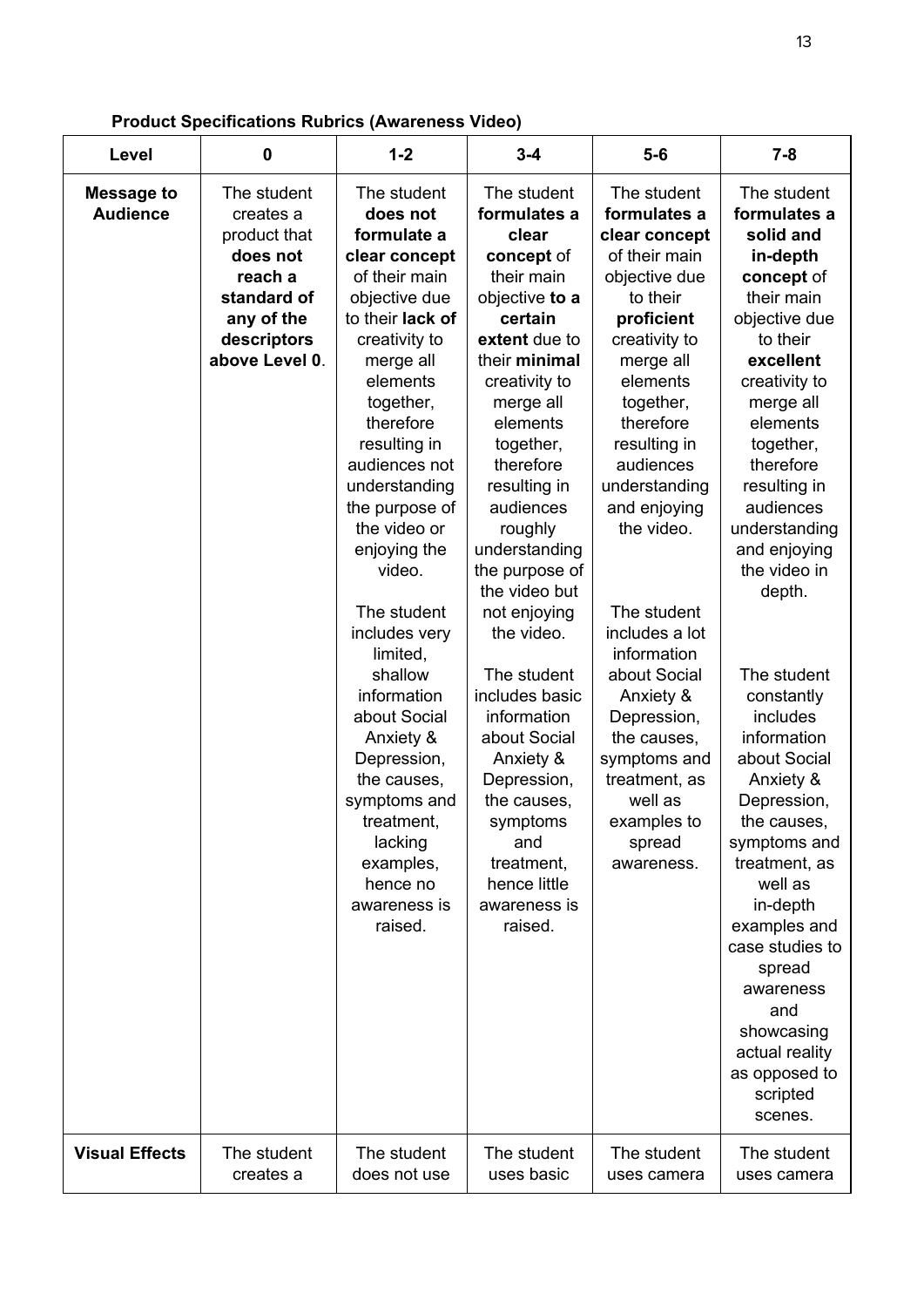**Product Specifications Rubrics (Awareness Video)**

| Level | 0 | 1-2 | 3-4 | 5-6 | 7-8 |
|---|---|---|---|---|---|
| **Message to Audience** | The student creates a product that **does not reach a standard of any of the descriptors above Level 0**. | The student **does not formulate a clear concept** of their main objective due to their **lack of** creativity to merge all elements together, therefore resulting in audiences not understanding the purpose of the video or enjoying the video.<br><br>The student includes very limited, shallow information about Social Anxiety & Depression, the causes, symptoms and treatment, lacking examples, hence no awareness is raised. | The student **formulates a clear concept** of their main objective **to a certain extent** due to their **minimal** creativity to merge all elements together, therefore resulting in audiences roughly understanding the purpose of the video but not enjoying the video.<br><br>The student includes basic information about Social Anxiety & Depression, the causes, symptoms and treatment, hence little awareness is raised. | The student **formulates a clear concept** of their main objective due to their **proficient** creativity to merge all elements together, therefore resulting in audiences understanding and enjoying the video.<br><br>The student includes a lot information about Social Anxiety & Depression, the causes, symptoms and treatment, as well as examples to spread awareness. | The student **formulates a solid and in-depth concept** of their main objective due to their **excellent** creativity to merge all elements together, therefore resulting in audiences understanding and enjoying the video in depth.<br><br>The student constantly includes information about Social Anxiety & Depression, the causes, symptoms and treatment, as well as in-depth examples and case studies to spread awareness and showcasing actual reality as opposed to scripted scenes. |
| **Visual Effects** | The student creates a | The student does not use | The student uses basic | The student uses camera | The student uses camera |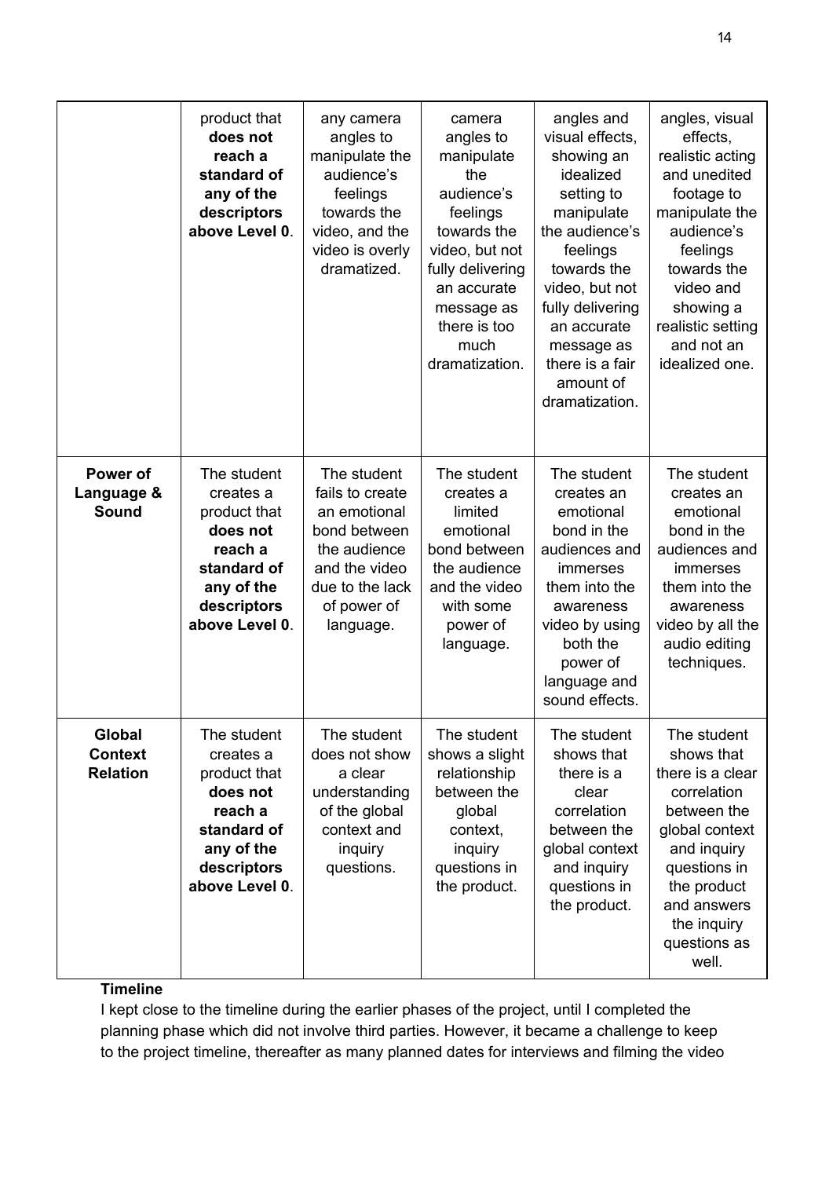| | | | | | |
|---|---|---|---|---|---|
| | product that **does not reach a standard of any of the descriptors above Level 0**. | any camera angles to manipulate the audience's feelings towards the video, and the video is overly dramatized. | camera angles to manipulate the audience's feelings towards the video, but not fully delivering an accurate message as there is too much dramatization. | angles and visual effects, showing an idealized setting to manipulate the audience's feelings towards the video, but not fully delivering an accurate message as there is a fair amount of dramatization. | angles, visual effects, realistic acting and unedited footage to manipulate the audience's feelings towards the video and showing a realistic setting and not an idealized one. |
| **Power of Language & Sound** | The student creates a product that **does not reach a standard of any of the descriptors above Level 0**. | The student fails to create an emotional bond between the audience and the video due to the lack of power of language. | The student creates a limited emotional bond between the audience and the video with some power of language. | The student creates an emotional bond in the audiences and immerses them into the awareness video by using both the power of language and sound effects. | The student creates an emotional bond in the audiences and immerses them into the awareness video by all the audio editing techniques. |
| **Global Context Relation** | The student creates a product that **does not reach a standard of any of the descriptors above Level 0**. | The student does not show a clear understanding of the global context and inquiry questions. | The student shows a slight relationship between the global context, inquiry questions in the product. | The student shows that there is a clear correlation between the global context and inquiry questions in the product. | The student shows that there is a clear correlation between the global context and inquiry questions in the product and answers the inquiry questions as well. |

**Timeline**

I kept close to the timeline during the earlier phases of the project, until I completed the planning phase which did not involve third parties. However, it became a challenge to keep to the project timeline, thereafter as many planned dates for interviews and filming the video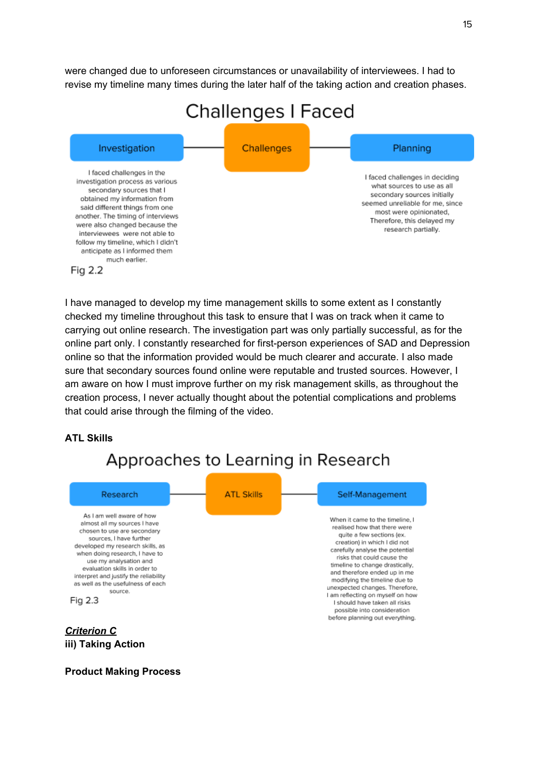were changed due to unforeseen circumstances or unavailability of interviewees. I had to revise my timeline many times during the later half of the taking action and creation phases.

Challenges I Faced

Investigation — Challenges — Planning

I faced challenges in the investigation process as various secondary sources that I obtained my information from said different things from one another. The timing of interviews were also changed because the interviewees were not able to follow my timeline, which I didn't anticipate as I informed them much earlier.

I faced challenges in deciding what sources to use as all secondary sources initially seemed unreliable for me, since most were opinionated. Therefore, this delayed my research partially.

Fig 2.2

I have managed to develop my time management skills to some extent as I constantly checked my timeline throughout this task to ensure that I was on track when it came to carrying out online research. The investigation part was only partially successful, as for the online part only. I constantly researched for first-person experiences of SAD and Depression online so that the information provided would be much clearer and accurate. I also made sure that secondary sources found online were reputable and trusted sources. However, I am aware on how I must improve further on my risk management skills, as throughout the creation process, I never actually thought about the potential complications and problems that could arise through the filming of the video.

**ATL Skills**

Approaches to Learning in Research

Research — ATL Skills — Self-Management

As I am well aware of how almost all my sources I have chosen to use are secondary sources, I have further developed my research skills, as when doing research, I have to use my analysation and evaluation skills in order to interpret and justify the reliability as well as the usefulness of each source.

When it came to the timeline, I realised how that there were quite a few sections (ex. creation) in which I did not carefully analyse the potential risks that could cause the timeline to change drastically, and therefore ended up in me modifying the timeline due to unexpected changes. Therefore, I am reflecting on myself on how I should have taken all risks possible into consideration before planning out everything.

Fig 2.3

***Criterion C***

**iii) Taking Action**

**Product Making Process**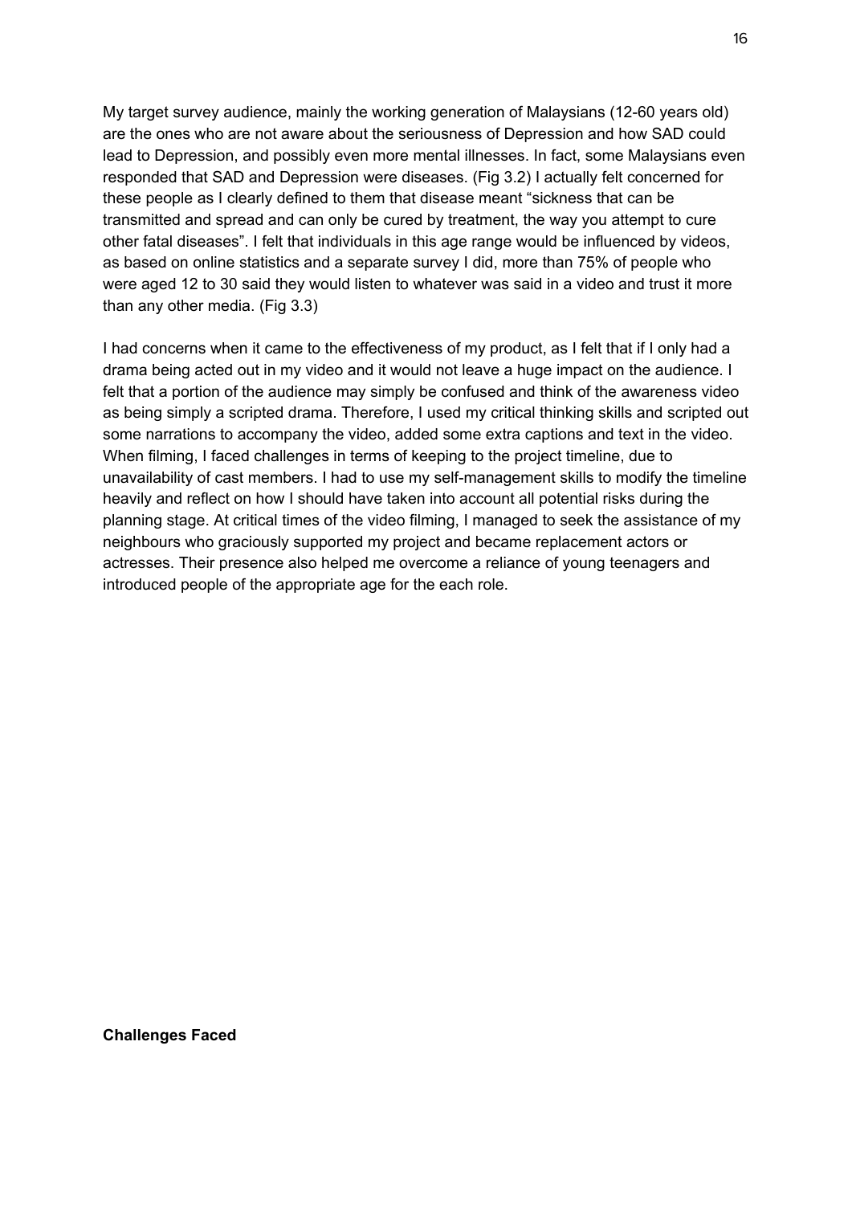My target survey audience, mainly the working generation of Malaysians (12-60 years old) are the ones who are not aware about the seriousness of Depression and how SAD could lead to Depression, and possibly even more mental illnesses. In fact, some Malaysians even responded that SAD and Depression were diseases. (Fig 3.2) I actually felt concerned for these people as I clearly defined to them that disease meant "sickness that can be transmitted and spread and can only be cured by treatment, the way you attempt to cure other fatal diseases". I felt that individuals in this age range would be influenced by videos, as based on online statistics and a separate survey I did, more than 75% of people who were aged 12 to 30 said they would listen to whatever was said in a video and trust it more than any other media. (Fig 3.3)

I had concerns when it came to the effectiveness of my product, as I felt that if I only had a drama being acted out in my video and it would not leave a huge impact on the audience. I felt that a portion of the audience may simply be confused and think of the awareness video as being simply a scripted drama. Therefore, I used my critical thinking skills and scripted out some narrations to accompany the video, added some extra captions and text in the video. When filming, I faced challenges in terms of keeping to the project timeline, due to unavailability of cast members. I had to use my self-management skills to modify the timeline heavily and reflect on how I should have taken into account all potential risks during the planning stage. At critical times of the video filming, I managed to seek the assistance of my neighbours who graciously supported my project and became replacement actors or actresses. Their presence also helped me overcome a reliance of young teenagers and introduced people of the appropriate age for the each role.

**Challenges Faced**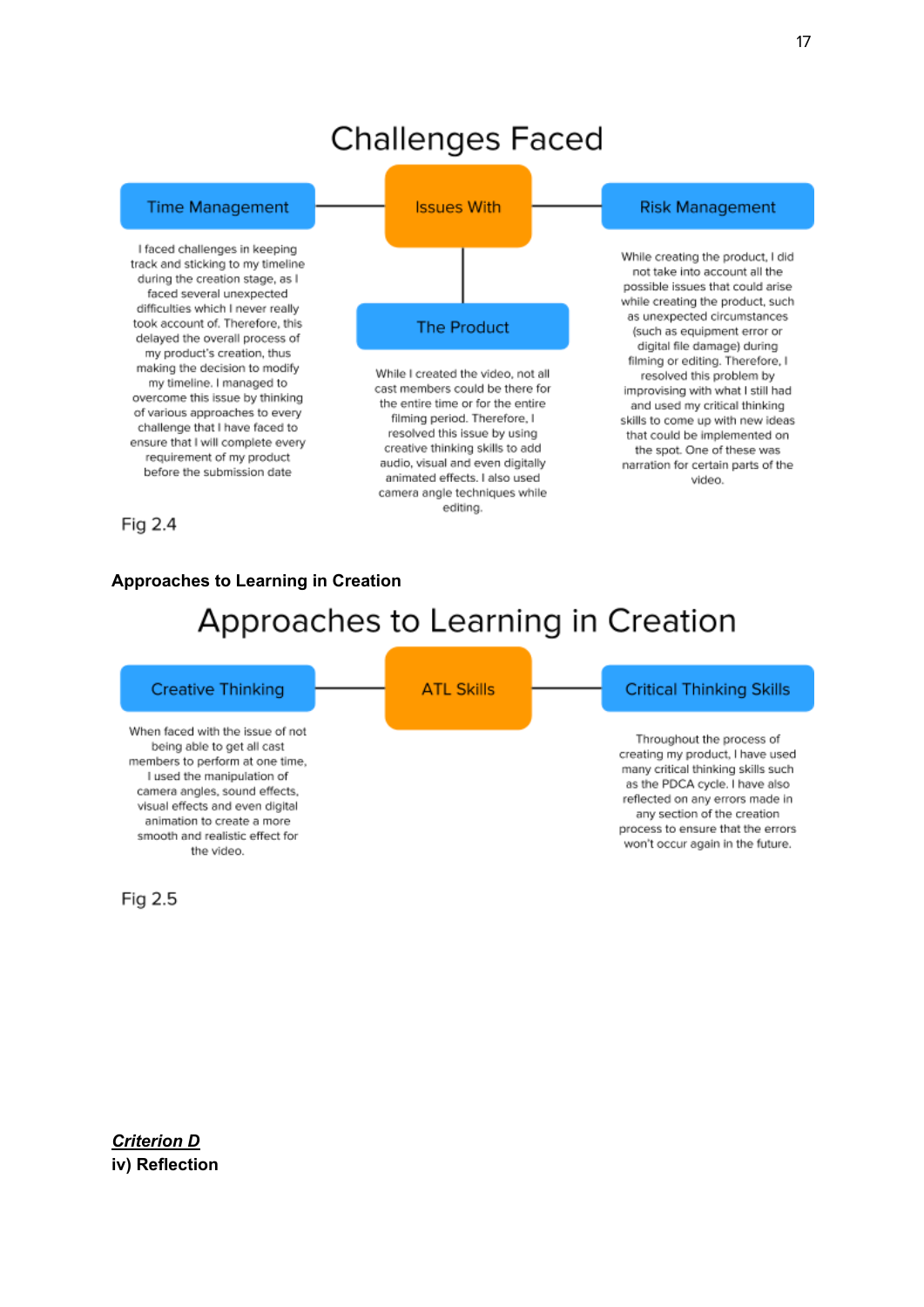## Challenges Faced

**Issues With**

**Time Management**

I faced challenges in keeping track and sticking to my timeline during the creation stage, as I faced several unexpected difficulties which I never really took account of. Therefore, this delayed the overall process of my product's creation, thus making the decision to modify my timeline. I managed to overcome this issue by thinking of various approaches to every challenge that I have faced to ensure that I will complete every requirement of my product before the submission date

**The Product**

While I created the video, not all cast members could be there for the entire time or for the entire filming period. Therefore, I resolved this issue by using creative thinking skills to add audio, visual and even digitally animated effects. I also used camera angle techniques while editing.

**Risk Management**

While creating the product, I did not take into account all the possible issues that could arise while creating the product, such as unexpected circumstances (such as equipment error or digital file damage) during filming or editing. Therefore, I resolved this problem by improvising with what I still had and used my critical thinking skills to come up with new ideas that could be implemented on the spot. One of these was narration for certain parts of the video.

Fig 2.4

**Approaches to Learning in Creation**

## Approaches to Learning in Creation

**ATL Skills**

**Creative Thinking**

When faced with the issue of not being able to get all cast members to perform at one time, I used the manipulation of camera angles, sound effects, visual effects and even digital animation to create a more smooth and realistic effect for the video.

**Critical Thinking Skills**

Throughout the process of creating my product, I have used many critical thinking skills such as the PDCA cycle. I have also reflected on any errors made in any section of the creation process to ensure that the errors won't occur again in the future.

Fig 2.5

***Criterion D***

**iv) Reflection**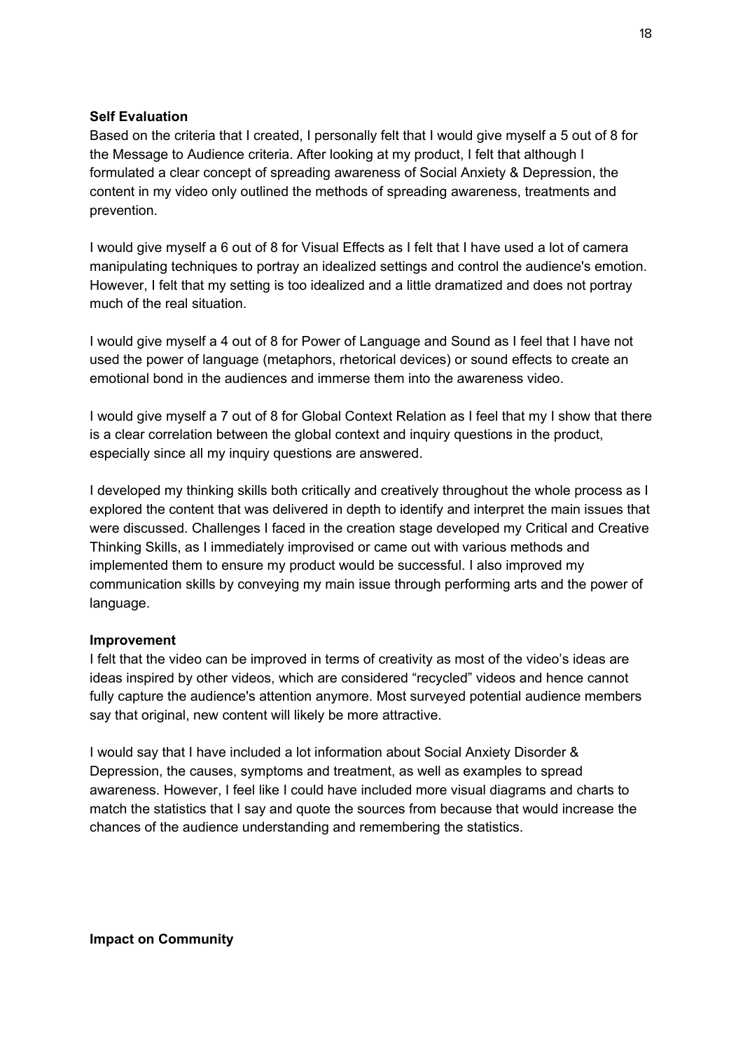**Self Evaluation**

Based on the criteria that I created, I personally felt that I would give myself a 5 out of 8 for the Message to Audience criteria. After looking at my product, I felt that although I formulated a clear concept of spreading awareness of Social Anxiety & Depression, the content in my video only outlined the methods of spreading awareness, treatments and prevention.

I would give myself a 6 out of 8 for Visual Effects as I felt that I have used a lot of camera manipulating techniques to portray an idealized settings and control the audience's emotion. However, I felt that my setting is too idealized and a little dramatized and does not portray much of the real situation.

I would give myself a 4 out of 8 for Power of Language and Sound as I feel that I have not used the power of language (metaphors, rhetorical devices) or sound effects to create an emotional bond in the audiences and immerse them into the awareness video.

I would give myself a 7 out of 8 for Global Context Relation as I feel that my I show that there is a clear correlation between the global context and inquiry questions in the product, especially since all my inquiry questions are answered.

I developed my thinking skills both critically and creatively throughout the whole process as I explored the content that was delivered in depth to identify and interpret the main issues that were discussed. Challenges I faced in the creation stage developed my Critical and Creative Thinking Skills, as I immediately improvised or came out with various methods and implemented them to ensure my product would be successful. I also improved my communication skills by conveying my main issue through performing arts and the power of language.

**Improvement**

I felt that the video can be improved in terms of creativity as most of the video's ideas are ideas inspired by other videos, which are considered "recycled" videos and hence cannot fully capture the audience's attention anymore. Most surveyed potential audience members say that original, new content will likely be more attractive.

I would say that I have included a lot information about Social Anxiety Disorder & Depression, the causes, symptoms and treatment, as well as examples to spread awareness. However, I feel like I could have included more visual diagrams and charts to match the statistics that I say and quote the sources from because that would increase the chances of the audience understanding and remembering the statistics.

**Impact on Community**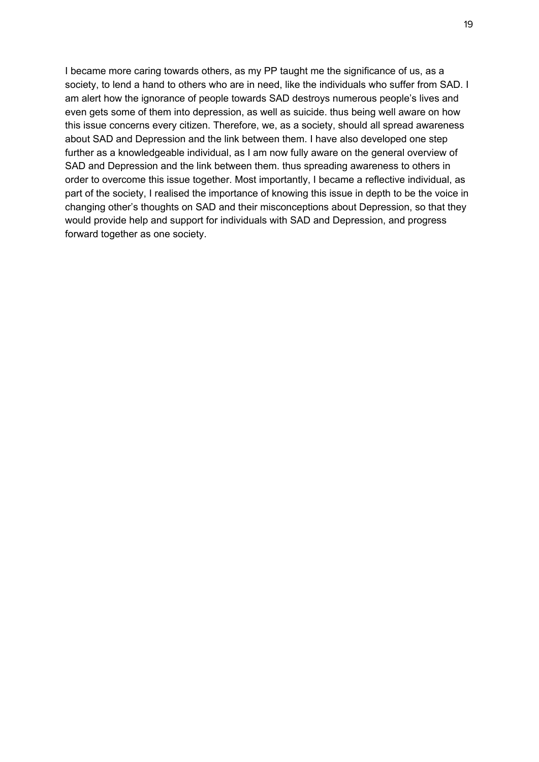I became more caring towards others, as my PP taught me the significance of us, as a society, to lend a hand to others who are in need, like the individuals who suffer from SAD. I am alert how the ignorance of people towards SAD destroys numerous people's lives and even gets some of them into depression, as well as suicide. thus being well aware on how this issue concerns every citizen. Therefore, we, as a society, should all spread awareness about SAD and Depression and the link between them. I have also developed one step further as a knowledgeable individual, as I am now fully aware on the general overview of SAD and Depression and the link between them. thus spreading awareness to others in order to overcome this issue together. Most importantly, I became a reflective individual, as part of the society, I realised the importance of knowing this issue in depth to be the voice in changing other's thoughts on SAD and their misconceptions about Depression, so that they would provide help and support for individuals with SAD and Depression, and progress forward together as one society.